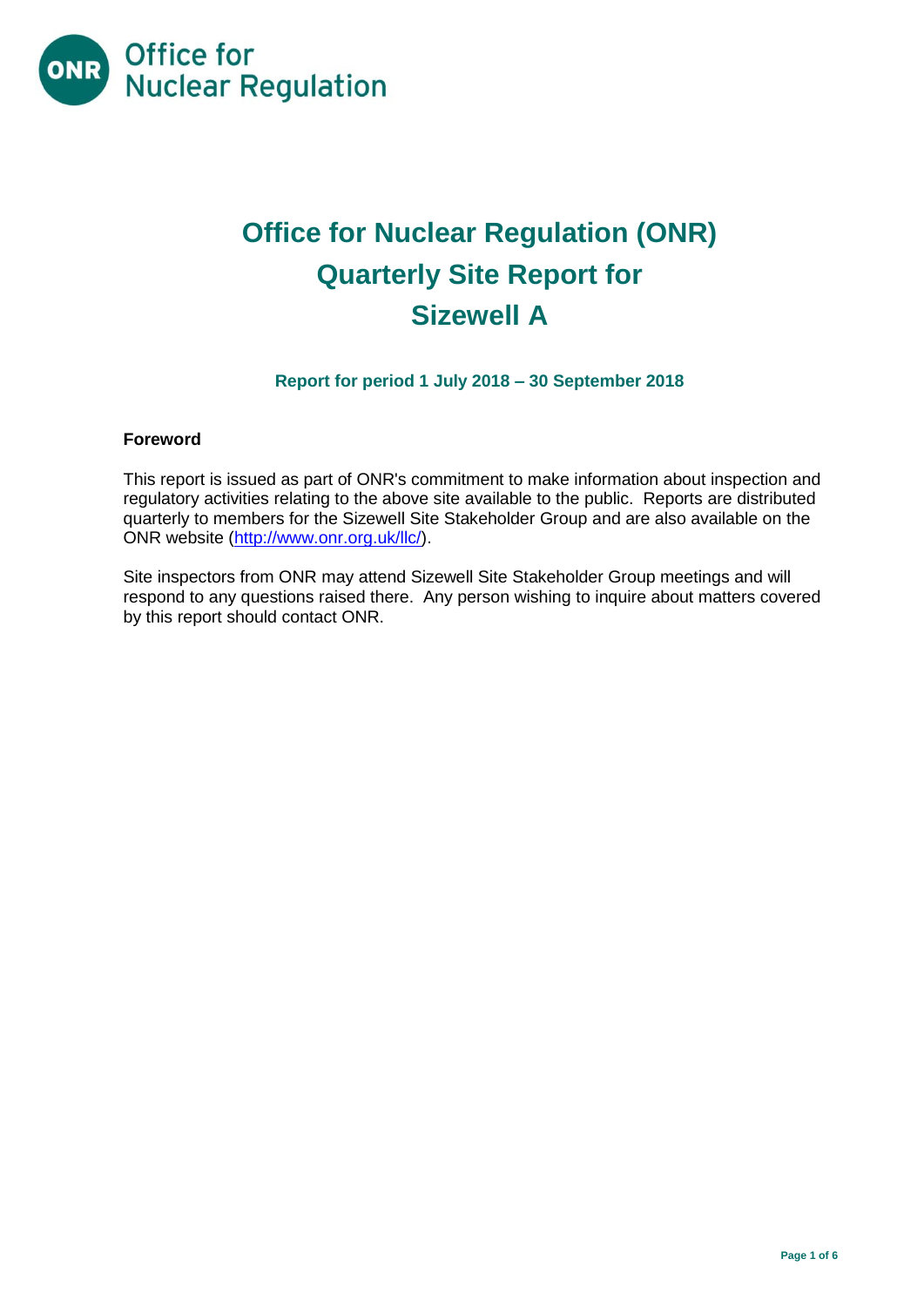Office for Nuclear Regulation

# Office for Nuclear Regulation (ONR) Quarterly Site Report for Sizewell A

### Report for period 1 July 2018 – 30 September 2018

**Foreword**

This report is issued as part of ONR's commitment to make information about inspection and regulatory activities relating to the above site available to the public. Reports are distributed quarterly to members for the Sizewell Site Stakeholder Group and are also available on the ONR website (http://www.onr.org.uk/llc/).

Site inspectors from ONR may attend Sizewell Site Stakeholder Group meetings and will respond to any questions raised there. Any person wishing to inquire about matters covered by this report should contact ONR.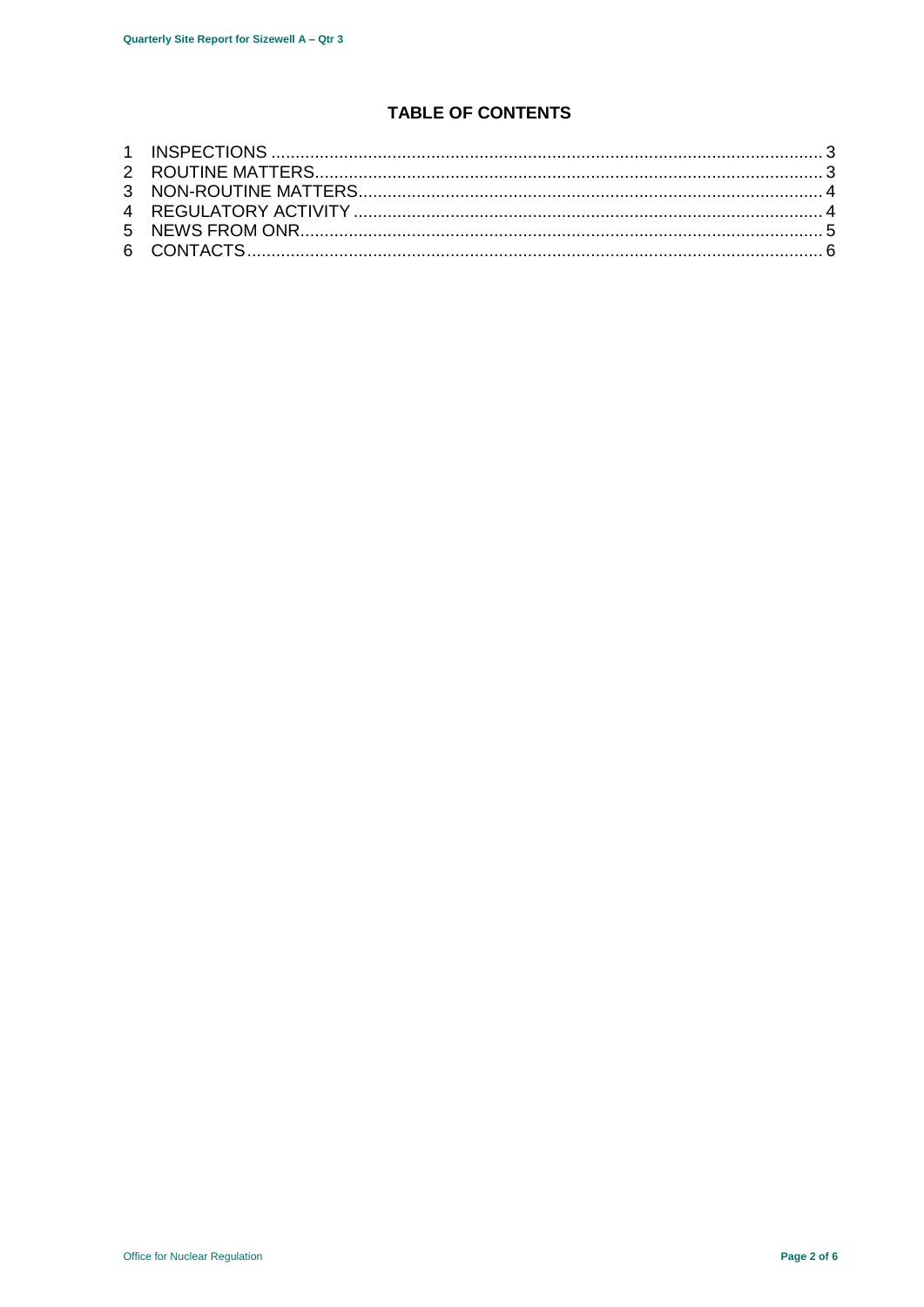# TABLE OF CONTENTS

1 INSPECTIONS ........................................................................................................... 3
2 ROUTINE MATTERS................................................................................................... 3
3 NON-ROUTINE MATTERS.......................................................................................... 4
4 REGULATORY ACTIVITY .......................................................................................... 4
5 NEWS FROM ONR...................................................................................................... 5
6 CONTACTS................................................................................................................. 6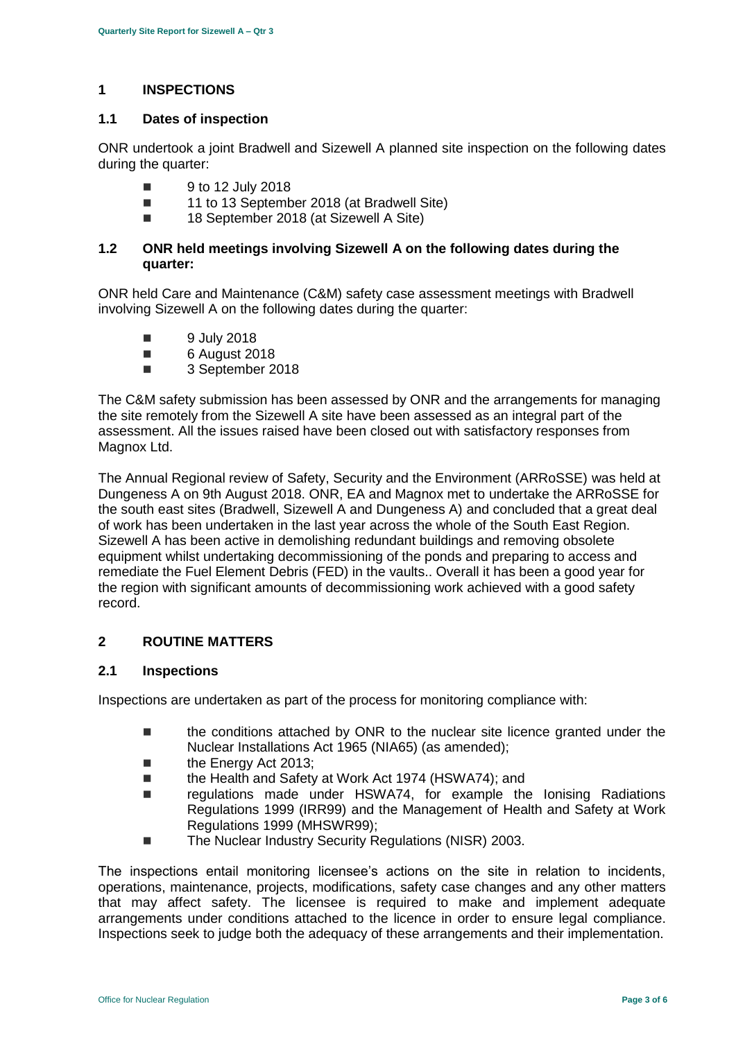## 1 INSPECTIONS

### 1.1 Dates of inspection

ONR undertook a joint Bradwell and Sizewell A planned site inspection on the following dates during the quarter:

- 9 to 12 July 2018
- 11 to 13 September 2018 (at Bradwell Site)
- 18 September 2018 (at Sizewell A Site)

### 1.2 ONR held meetings involving Sizewell A on the following dates during the quarter:

ONR held Care and Maintenance (C&M) safety case assessment meetings with Bradwell involving Sizewell A on the following dates during the quarter:

- 9 July 2018
- 6 August 2018
- 3 September 2018

The C&M safety submission has been assessed by ONR and the arrangements for managing the site remotely from the Sizewell A site have been assessed as an integral part of the assessment. All the issues raised have been closed out with satisfactory responses from Magnox Ltd.

The Annual Regional review of Safety, Security and the Environment (ARRoSSE) was held at Dungeness A on 9th August 2018. ONR, EA and Magnox met to undertake the ARRoSSE for the south east sites (Bradwell, Sizewell A and Dungeness A) and concluded that a great deal of work has been undertaken in the last year across the whole of the South East Region. Sizewell A has been active in demolishing redundant buildings and removing obsolete equipment whilst undertaking decommissioning of the ponds and preparing to access and remediate the Fuel Element Debris (FED) in the vaults.. Overall it has been a good year for the region with significant amounts of decommissioning work achieved with a good safety record.

## 2 ROUTINE MATTERS

### 2.1 Inspections

Inspections are undertaken as part of the process for monitoring compliance with:

- the conditions attached by ONR to the nuclear site licence granted under the Nuclear Installations Act 1965 (NIA65) (as amended);
- the Energy Act 2013;
- the Health and Safety at Work Act 1974 (HSWA74); and
- regulations made under HSWA74, for example the Ionising Radiations Regulations 1999 (IRR99) and the Management of Health and Safety at Work Regulations 1999 (MHSWR99);
- The Nuclear Industry Security Regulations (NISR) 2003.

The inspections entail monitoring licensee's actions on the site in relation to incidents, operations, maintenance, projects, modifications, safety case changes and any other matters that may affect safety. The licensee is required to make and implement adequate arrangements under conditions attached to the licence in order to ensure legal compliance. Inspections seek to judge both the adequacy of these arrangements and their implementation.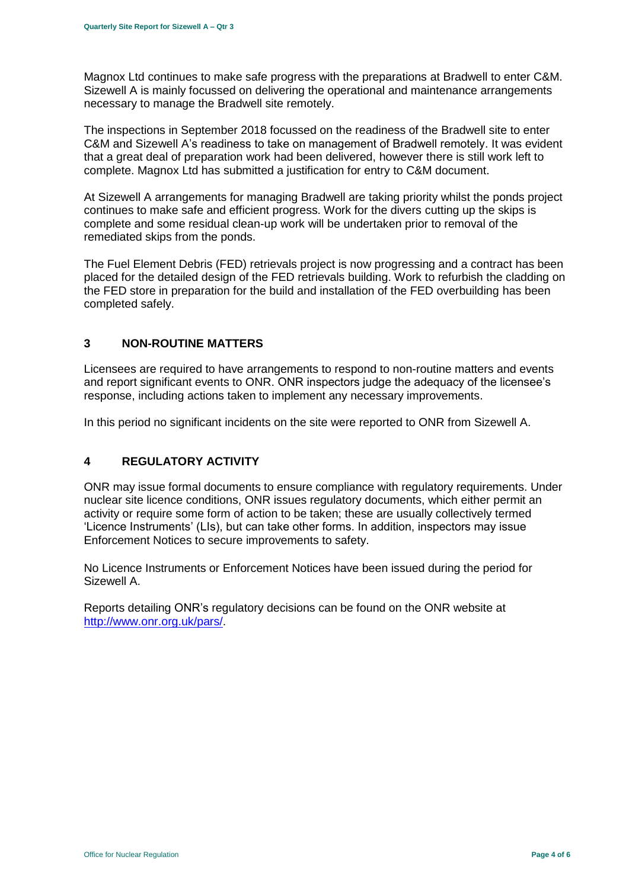Magnox Ltd continues to make safe progress with the preparations at Bradwell to enter C&M. Sizewell A is mainly focussed on delivering the operational and maintenance arrangements necessary to manage the Bradwell site remotely.

The inspections in September 2018 focussed on the readiness of the Bradwell site to enter C&M and Sizewell A's readiness to take on management of Bradwell remotely. It was evident that a great deal of preparation work had been delivered, however there is still work left to complete. Magnox Ltd has submitted a justification for entry to C&M document.

At Sizewell A arrangements for managing Bradwell are taking priority whilst the ponds project continues to make safe and efficient progress. Work for the divers cutting up the skips is complete and some residual clean-up work will be undertaken prior to removal of the remediated skips from the ponds.

The Fuel Element Debris (FED) retrievals project is now progressing and a contract has been placed for the detailed design of the FED retrievals building. Work to refurbish the cladding on the FED store in preparation for the build and installation of the FED overbuilding has been completed safely.

## 3 NON-ROUTINE MATTERS

Licensees are required to have arrangements to respond to non-routine matters and events and report significant events to ONR. ONR inspectors judge the adequacy of the licensee's response, including actions taken to implement any necessary improvements.

In this period no significant incidents on the site were reported to ONR from Sizewell A.

## 4 REGULATORY ACTIVITY

ONR may issue formal documents to ensure compliance with regulatory requirements. Under nuclear site licence conditions, ONR issues regulatory documents, which either permit an activity or require some form of action to be taken; these are usually collectively termed 'Licence Instruments' (LIs), but can take other forms. In addition, inspectors may issue Enforcement Notices to secure improvements to safety.

No Licence Instruments or Enforcement Notices have been issued during the period for Sizewell A.

Reports detailing ONR's regulatory decisions can be found on the ONR website at [http://www.onr.org.uk/pars/](http://www.onr.org.uk/pars/).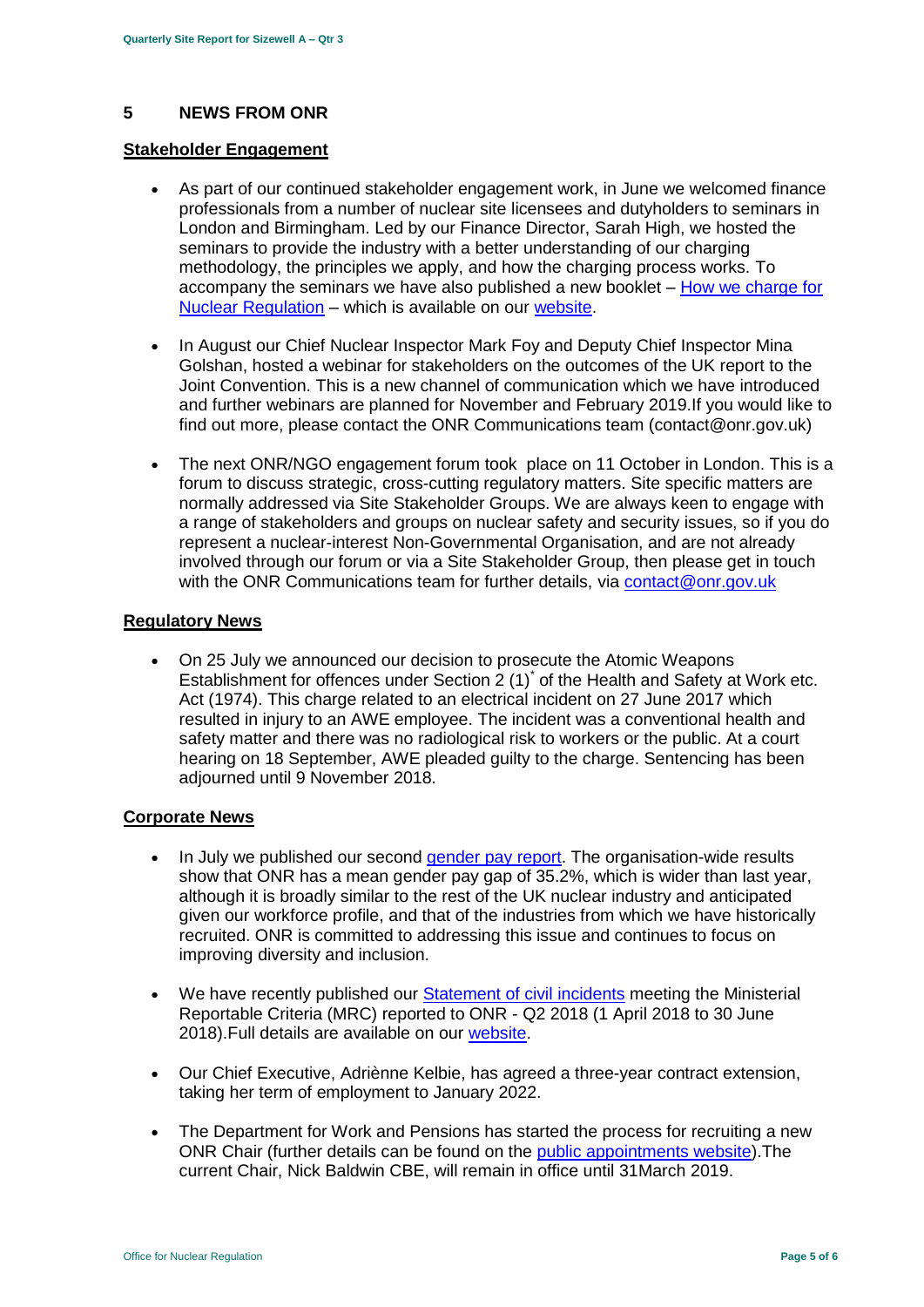## 5 NEWS FROM ONR

### Stakeholder Engagement

- As part of our continued stakeholder engagement work, in June we welcomed finance professionals from a number of nuclear site licensees and dutyholders to seminars in London and Birmingham. Led by our Finance Director, Sarah High, we hosted the seminars to provide the industry with a better understanding of our charging methodology, the principles we apply, and how the charging process works. To accompany the seminars we have also published a new booklet – How we charge for Nuclear Regulation – which is available on our website.

- In August our Chief Nuclear Inspector Mark Foy and Deputy Chief Inspector Mina Golshan, hosted a webinar for stakeholders on the outcomes of the UK report to the Joint Convention. This is a new channel of communication which we have introduced and further webinars are planned for November and February 2019.If you would like to find out more, please contact the ONR Communications team (contact@onr.gov.uk)

- The next ONR/NGO engagement forum took place on 11 October in London. This is a forum to discuss strategic, cross-cutting regulatory matters. Site specific matters are normally addressed via Site Stakeholder Groups. We are always keen to engage with a range of stakeholders and groups on nuclear safety and security issues, so if you do represent a nuclear-interest Non-Governmental Organisation, and are not already involved through our forum or via a Site Stakeholder Group, then please get in touch with the ONR Communications team for further details, via contact@onr.gov.uk

### Regulatory News

- On 25 July we announced our decision to prosecute the Atomic Weapons Establishment for offences under Section 2 (1)[*] of the Health and Safety at Work etc. Act (1974). This charge related to an electrical incident on 27 June 2017 which resulted in injury to an AWE employee. The incident was a conventional health and safety matter and there was no radiological risk to workers or the public. At a court hearing on 18 September, AWE pleaded guilty to the charge. Sentencing has been adjourned until 9 November 2018.

### Corporate News

- In July we published our second gender pay report. The organisation-wide results show that ONR has a mean gender pay gap of 35.2%, which is wider than last year, although it is broadly similar to the rest of the UK nuclear industry and anticipated given our workforce profile, and that of the industries from which we have historically recruited. ONR is committed to addressing this issue and continues to focus on improving diversity and inclusion.

- We have recently published our Statement of civil incidents meeting the Ministerial Reportable Criteria (MRC) reported to ONR - Q2 2018 (1 April 2018 to 30 June 2018).Full details are available on our website.

- Our Chief Executive, Adriènne Kelbie, has agreed a three-year contract extension, taking her term of employment to January 2022.

- The Department for Work and Pensions has started the process for recruiting a new ONR Chair (further details can be found on the public appointments website).The current Chair, Nick Baldwin CBE, will remain in office until 31March 2019.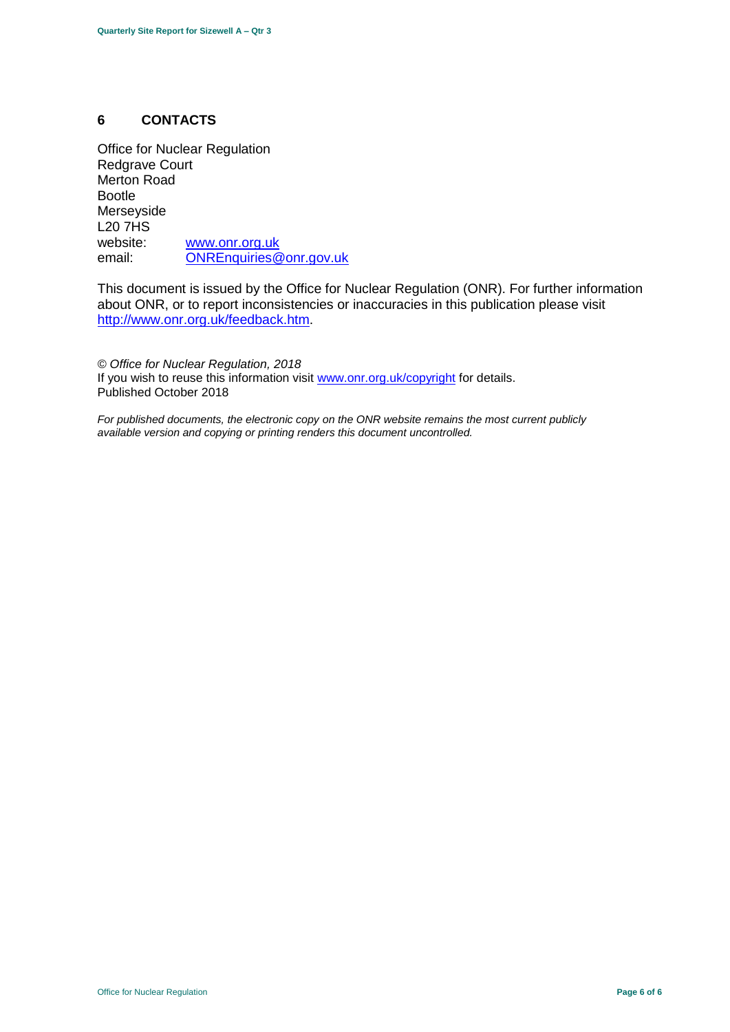## 6 CONTACTS

Office for Nuclear Regulation
Redgrave Court
Merton Road
Bootle
Merseyside
L20 7HS
website: www.onr.org.uk
email: ONREnquiries@onr.gov.uk

This document is issued by the Office for Nuclear Regulation (ONR). For further information about ONR, or to report inconsistencies or inaccuracies in this publication please visit http://www.onr.org.uk/feedback.htm.

*© Office for Nuclear Regulation, 2018*
If you wish to reuse this information visit www.onr.org.uk/copyright for details.
Published October 2018

*For published documents, the electronic copy on the ONR website remains the most current publicly available version and copying or printing renders this document uncontrolled.*